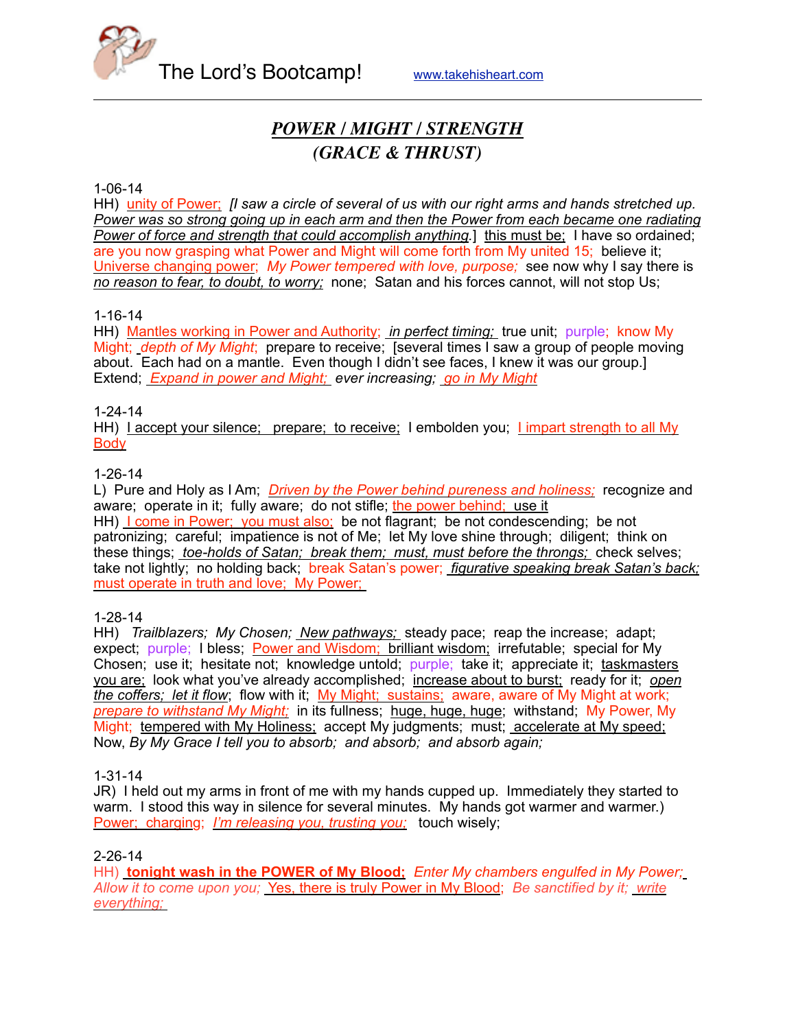The Lord's Bootcamp! www.takehisheart.com

---

## ***POWER / MIGHT / STRENGTH***
## ***(GRACE & THRUST)***

1-06-14
HH) unity of Power; *[I saw a circle of several of us with our right arms and hands stretched up. Power was so strong going up in each arm and then the Power from each became one radiating Power of force and strength that could accomplish anything.*] this must be; I have so ordained; are you now grasping what Power and Might will come forth from My united 15; believe it; Universe changing power; *My Power tempered with love, purpose;* see now why I say there is *no reason to fear, to doubt, to worry;* none; Satan and his forces cannot, will not stop Us;

1-16-14
HH) Mantles working in Power and Authority; *in perfect timing;* true unit; purple; know My Might; *depth of My Might;* prepare to receive; [several times I saw a group of people moving about. Each had on a mantle. Even though I didn't see faces, I knew it was our group.] Extend; *Expand in power and Might;* *ever increasing;* *go in My Might*

1-24-14
HH) I accept your silence; prepare; to receive; I embolden you; I impart strength to all My Body

1-26-14
L) Pure and Holy as I Am; *Driven by the Power behind pureness and holiness;* recognize and aware; operate in it; fully aware; do not stifle; the power behind; use it
HH) I come in Power; you must also; be not flagrant; be not condescending; be not patronizing; careful; impatience is not of Me; let My love shine through; diligent; think on these things; *toe-holds of Satan; break them; must, must before the throngs;* check selves; take not lightly; no holding back; break Satan's power; *figurative speaking break Satan's back;* must operate in truth and love; My Power;

1-28-14
HH) *Trailblazers; My Chosen; New pathways;* steady pace; reap the increase; adapt; expect; purple; I bless; Power and Wisdom; brilliant wisdom; irrefutable; special for My Chosen; use it; hesitate not; knowledge untold; purple; take it; appreciate it; taskmasters you are; look what you've already accomplished; increase about to burst; ready for it; *open the coffers; let it flow*; flow with it; My Might; sustains; aware, aware of My Might at work; *prepare to withstand My Might;* in its fullness; huge, huge, huge; withstand; My Power, My Might; tempered with My Holiness; accept My judgments; must; accelerate at My speed; Now, *By My Grace I tell you to absorb; and absorb; and absorb again;*

1-31-14
JR) I held out my arms in front of me with my hands cupped up. Immediately they started to warm. I stood this way in silence for several minutes. My hands got warmer and warmer.) Power; charging; *I'm releasing you, trusting you;* touch wisely;

2-26-14
HH) **tonight wash in the POWER of My Blood;** *Enter My chambers engulfed in My Power; Allow it to come upon you;* Yes, there is truly Power in My Blood; *Be sanctified by it; write everything;*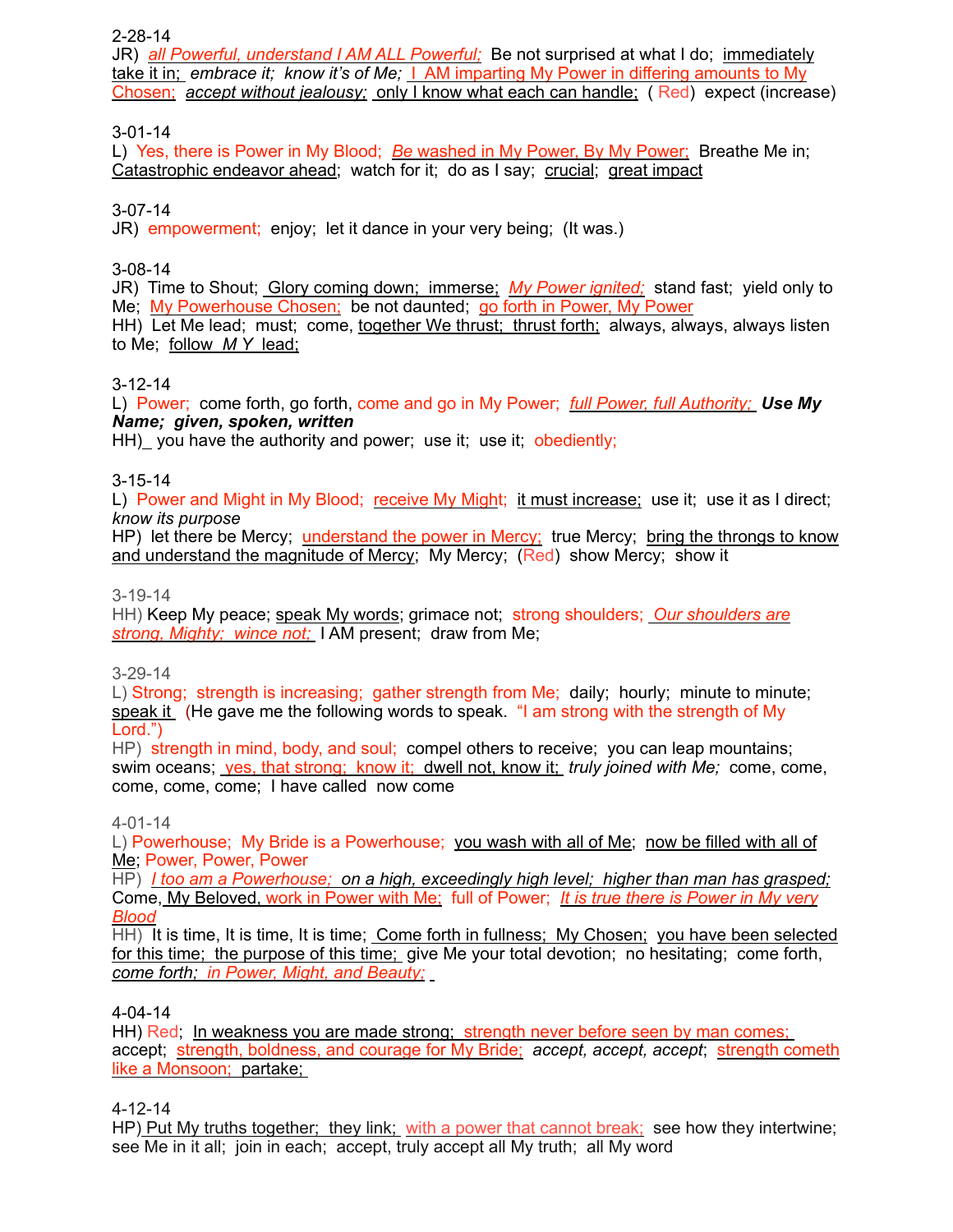2-28-14
JR) *all Powerful, understand I AM ALL Powerful;* Be not surprised at what I do; immediately take it in; *embrace it; know it's of Me;* I AM imparting My Power in differing amounts to My Chosen; *accept without jealousy;* only I know what each can handle; ( Red) expect (increase)

3-01-14
L) Yes, there is Power in My Blood; *Be* washed in My Power, By My Power; Breathe Me in; Catastrophic endeavor ahead; watch for it; do as I say; crucial; great impact

3-07-14
JR) empowerment; enjoy; let it dance in your very being; (It was.)

3-08-14
JR) Time to Shout; Glory coming down; immerse; *My Power ignited;* stand fast; yield only to Me; My Powerhouse Chosen; be not daunted; go forth in Power, My Power
HH) Let Me lead; must; come, together We thrust; thrust forth; always, always, always listen to Me; follow *M Y* lead;

3-12-14
L) Power; come forth, go forth, come and go in My Power; *full Power, full Authority;* ***Use My Name; given, spoken, written***
HH)_ you have the authority and power; use it; use it; obediently;

3-15-14
L) Power and Might in My Blood; receive My Might; it must increase; use it; use it as I direct; *know its purpose*
HP) let there be Mercy; understand the power in Mercy; true Mercy; bring the throngs to know and understand the magnitude of Mercy; My Mercy; (Red) show Mercy; show it

3-19-14
HH) Keep My peace; speak My words; grimace not; strong shoulders; *Our shoulders are strong, Mighty; wince not;* I AM present; draw from Me;

3-29-14
L) Strong; strength is increasing; gather strength from Me; daily; hourly; minute to minute; speak it (He gave me the following words to speak. "I am strong with the strength of My Lord.")
HP) strength in mind, body, and soul; compel others to receive; you can leap mountains; swim oceans; yes, that strong; know it; dwell not, know it; *truly joined with Me;* come, come, come, come, come; I have called now come

4-01-14
L) Powerhouse; My Bride is a Powerhouse; you wash with all of Me; now be filled with all of Me; Power, Power, Power
HP) *I too am a Powerhouse; on a high, exceedingly high level; higher than man has grasped;* Come, My Beloved, work in Power with Me; full of Power; *It is true there is Power in My very Blood*
HH) It is time, It is time, It is time; Come forth in fullness; My Chosen; you have been selected for this time; the purpose of this time; give Me your total devotion; no hesitating; come forth, *come forth; in Power, Might, and Beauty;*

4-04-14
HH) Red; In weakness you are made strong; strength never before seen by man comes; accept; strength, boldness, and courage for My Bride; *accept, accept, accept*; strength cometh like a Monsoon; partake;

4-12-14
HP) Put My truths together; they link; with a power that cannot break; see how they intertwine; see Me in it all; join in each; accept, truly accept all My truth; all My word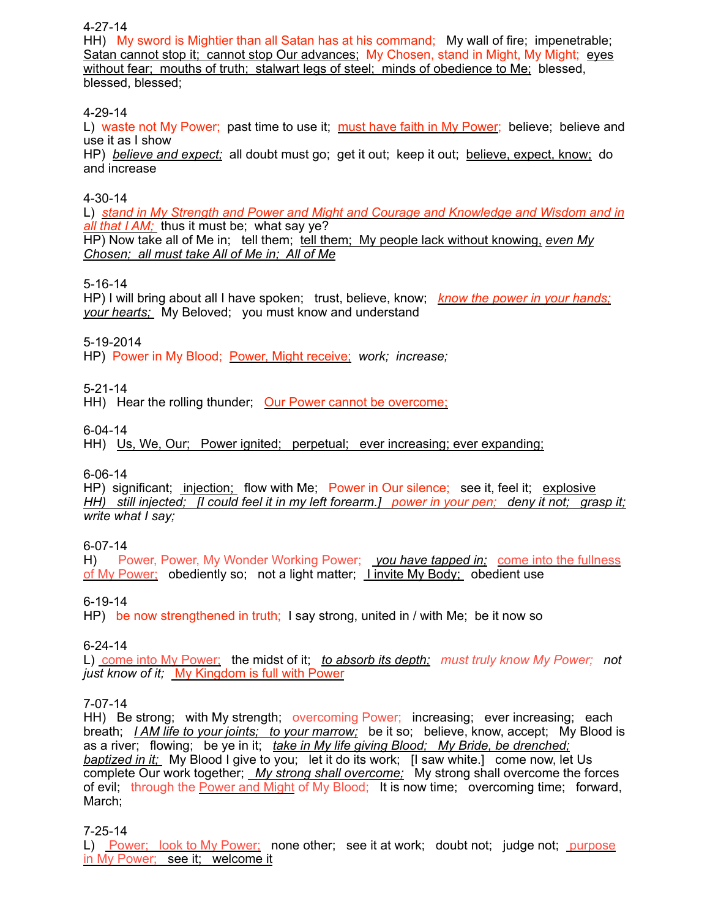4-27-14
HH)  My sword is Mightier than all Satan has at his command;   My wall of fire;  impenetrable;  Satan cannot stop it;  cannot stop Our advances;  My Chosen, stand in Might, My Might;  eyes without fear;  mouths of truth;  stalwart legs of steel;  minds of obedience to Me;  blessed, blessed, blessed;

4-29-14
L)  waste not My Power;  past time to use it;  must have faith in My Power;  believe;  believe and use it as I show
HP)  *believe and expect;*  all doubt must go;  get it out;  keep it out;  believe, expect, know;  do and increase

4-30-14
L)  *stand in My Strength and Power and Might and Courage and Knowledge and Wisdom and in all that I AM;*  thus it must be;  what say ye?
HP) Now take all of Me in;   tell them;  tell them;  My people lack without knowing, *even My Chosen;  all must take All of Me in;  All of Me*

5-16-14
HP) I will bring about all I have spoken;   trust, believe, know;   *know the power in your hands; your hearts;*   My Beloved;   you must know and understand

5-19-2014
HP)  Power in My Blood;  Power, Might receive;  *work;  increase;*

5-21-14
HH)   Hear the rolling thunder;   Our Power cannot be overcome;

6-04-14
HH)   Us, We, Our;   Power ignited;   perpetual;   ever increasing; ever expanding;

6-06-14
HP)  significant;  injection;  flow with Me;  Power in Our silence;  see it, feel it;  explosive
*HH)   still injected;   [I could feel it in my left forearm.]   power in your pen;   deny it not;   grasp it; write what I say;*

6-07-14
H)   Power, Power, My Wonder Working Power;   *you have tapped in;*   come into the fullness of My Power;   obediently so;   not a light matter;   I invite My Body;   obedient use

6-19-14
HP)   be now strengthened in truth;  I say strong, united in / with Me;  be it now so

6-24-14
L)  come into My Power;   the midst of it;   *to absorb its depth;*   *must truly know My Power;*   *not just know of it;*   My Kingdom is full with Power

7-07-14
HH)   Be strong;   with My strength;   overcoming Power;   increasing;   ever increasing;   each breath;   *I AM life to your joints;   to your marrow;*   be it so;   believe, know, accept;   My Blood is as a river;   flowing;   be ye in it;   *take in My life giving Blood;   My Bride, be drenched; baptized in it;*   My Blood I give to you;   let it do its work;   [I saw white.]   come now, let Us complete Our work together;   *My strong shall overcome;*   My strong shall overcome the forces of evil;   through the Power and Might of My Blood;   It is now time;   overcoming time;   forward, March;

7-25-14
L)   Power;   look to My Power;   none other;   see it at work;   doubt not;   judge not;   purpose in My Power;   see it;   welcome it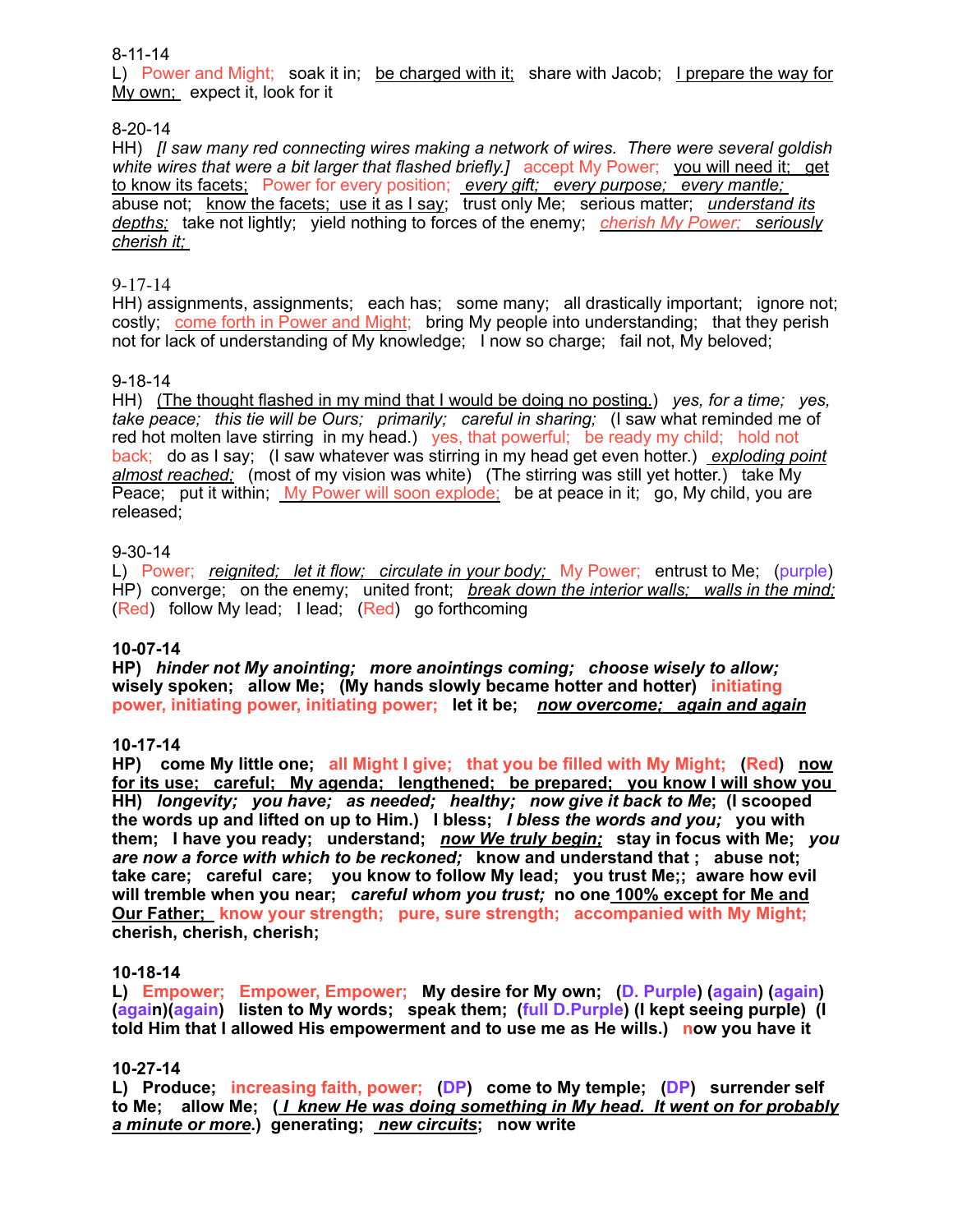8-11-14

L) Power and Might; soak it in; <u>be charged with it;</u> share with Jacob; <u>I prepare the way for My own;</u> expect it, look for it

8-20-14

HH) *[I saw many red connecting wires making a network of wires. There were several goldish white wires that were a bit larger that flashed briefly.]* accept My Power; <u>you will need it; get to know its facets;</u> Power for every position; <u>*every gift; every purpose; every mantle;*</u> abuse not; <u>know the facets; use it as I say</u>; trust only Me; serious matter; <u>*understand its depths;*</u> take not lightly; yield nothing to forces of the enemy; <u>*cherish My Power; seriously cherish it;*</u>

9-17-14

HH) assignments, assignments; each has; some many; all drastically important; ignore not; costly; <u>come forth in Power and Might;</u> bring My people into understanding; that they perish not for lack of understanding of My knowledge; I now so charge; fail not, My beloved;

9-18-14

HH) <u>(The thought flashed in my mind that I would be doing no posting.)</u> *yes, for a time; yes, take peace; this tie will be Ours; primarily; careful in sharing;* (I saw what reminded me of red hot molten lave stirring in my head.) yes, that powerful; be ready my child; hold not back; do as I say; (I saw whatever was stirring in my head get even hotter.) <u>*exploding point almost reached;*</u> (most of my vision was white) (The stirring was still yet hotter.) take My Peace; put it within; <u>My Power will soon explode;</u> be at peace in it; go, My child, you are released;

9-30-14

L) Power; <u>*reignited; let it flow; circulate in your body;*</u> My Power; entrust to Me; (purple) HP) converge; on the enemy; united front; <u>*break down the interior walls; walls in the mind;*</u> (Red) follow My lead; I lead; (Red) go forthcoming

**10-07-14**

**HP) *hinder not My anointing; more anointings coming; choose wisely to allow;* wisely spoken; allow Me; (My hands slowly became hotter and hotter) initiating power, initiating power, initiating power; let it be; <u>*now overcome; again and again*</u>**

**10-17-14**

**HP) come My little one; all Might I give; that you be filled with My Might; (Red) <u>now for its use; careful; My agenda; lengthened; be prepared; you know I will show you</u> HH) *longevity; you have; as needed; healthy; now give it back to Me*; (I scooped the words up and lifted on up to Him.) I bless; *I bless the words and you;* you with them; I have you ready; understand; <u>*now We truly begin;*</u> stay in focus with Me; *you are now a force with which to be reckoned;* know and understand that ; abuse not; take care; careful care; you know to follow My lead; you trust Me;; aware how evil will tremble when you near; *careful whom you trust;* no one <u>100% except for Me and Our Father;</u> know your strength; pure, sure strength; accompanied with My Might; cherish, cherish, cherish;**

**10-18-14**

**L) Empower; Empower, Empower; My desire for My own; (D. Purple) (again) (again) (again)(again) listen to My words; speak them; (full D.Purple) (I kept seeing purple) (I told Him that I allowed His empowerment and to use me as He wills.) now you have it**

**10-27-14**

**L) Produce; increasing faith, power; (DP) come to My temple; (DP) surrender self to Me; allow Me; (<u>*I knew He was doing something in My head. It went on for probably a minute or more*</u>.) generating; <u>*new circuits*</u>; now write**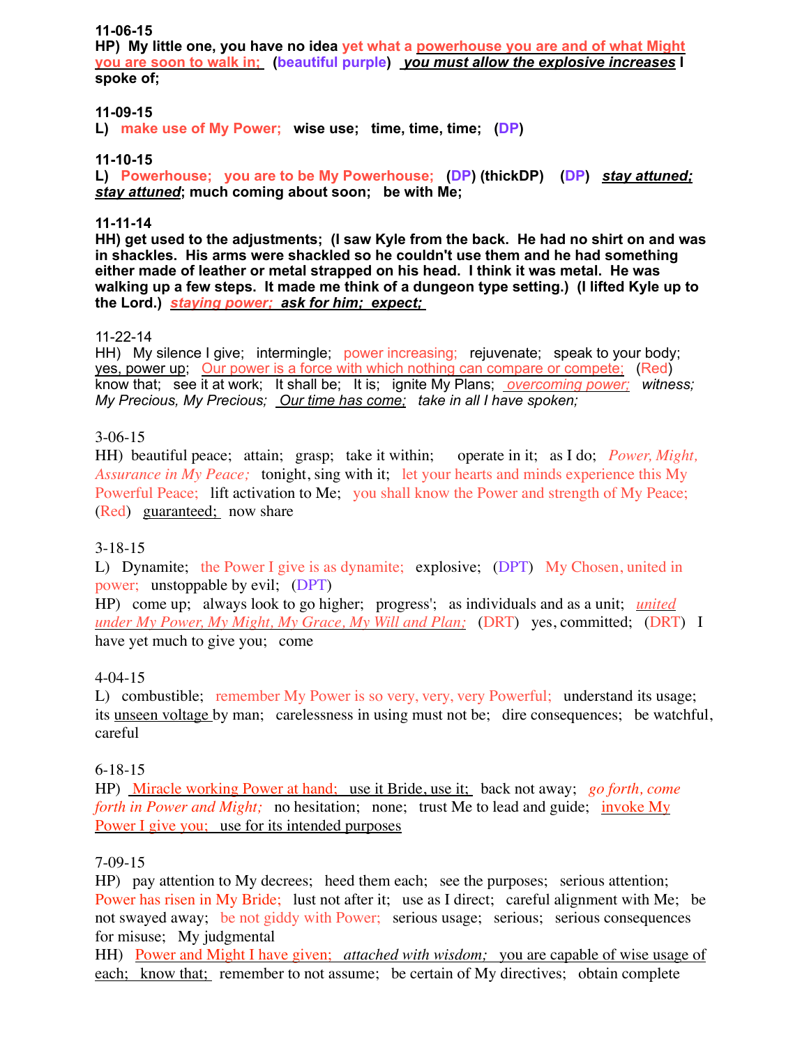**11-06-15**

**HP) My little one, you have no idea yet what a powerhouse you are and of what Might you are soon to walk in; (beautiful purple) *you must allow the explosive increases* I spoke of;**

**11-09-15**

**L) make use of My Power; wise use; time, time, time; (DP)**

**11-10-15**

**L) Powerhouse; you are to be My Powerhouse; (DP) (thickDP) (DP) *stay attuned; stay attuned*; much coming about soon; be with Me;**

**11-11-14**

**HH) get used to the adjustments; (I saw Kyle from the back. He had no shirt on and was in shackles. His arms were shackled so he couldn't use them and he had something either made of leather or metal strapped on his head. I think it was metal. He was walking up a few steps. It made me think of a dungeon type setting.) (I lifted Kyle up to the Lord.) *staying power; ask for him; expect;***

11-22-14

HH) My silence I give; intermingle; power increasing; rejuvenate; speak to your body; yes, power up; Our power is a force with which nothing can compare or compete; (Red) know that; see it at work; It shall be; It is; ignite My Plans; *overcoming power; witness; My Precious, My Precious; Our time has come; take in all I have spoken;*

3-06-15

HH) beautiful peace; attain; grasp; take it within; operate in it; as I do; *Power, Might, Assurance in My Peace;* tonight, sing with it; let your hearts and minds experience this My Powerful Peace; lift activation to Me; you shall know the Power and strength of My Peace; (Red) guaranteed; now share

3-18-15

L) Dynamite; the Power I give is as dynamite; explosive; (DPT) My Chosen, united in power; unstoppable by evil; (DPT)

HP) come up; always look to go higher; progress'; as individuals and as a unit; *united under My Power, My Might, My Grace, My Will and Plan;* (DRT) yes, committed; (DRT) I have yet much to give you; come

4-04-15

L) combustible; remember My Power is so very, very, very Powerful; understand its usage; its unseen voltage by man; carelessness in using must not be; dire consequences; be watchful, careful

6-18-15

HP) Miracle working Power at hand; use it Bride, use it; back not away; *go forth, come forth in Power and Might;* no hesitation; none; trust Me to lead and guide; invoke My Power I give you; use for its intended purposes

7-09-15

HP) pay attention to My decrees; heed them each; see the purposes; serious attention; Power has risen in My Bride; lust not after it; use as I direct; careful alignment with Me; be not swayed away; be not giddy with Power; serious usage; serious; serious consequences for misuse; My judgmental

HH) Power and Might I have given; *attached with wisdom;* you are capable of wise usage of each; know that; remember to not assume; be certain of My directives; obtain complete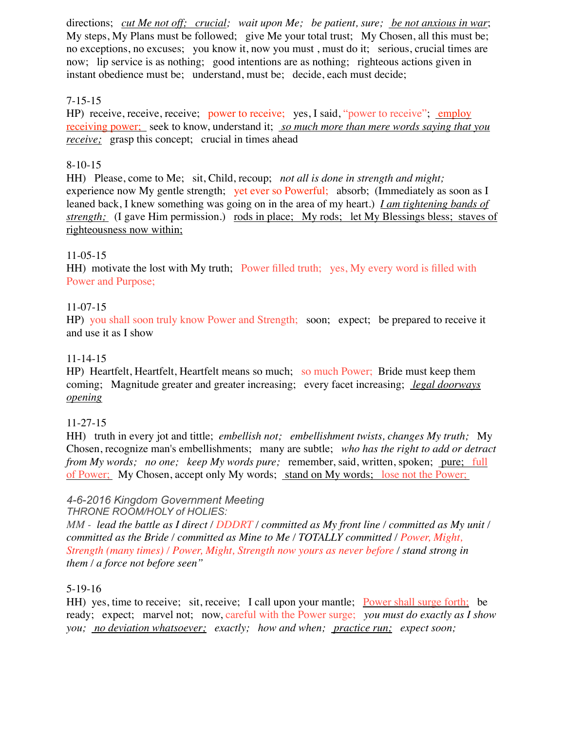directions; *cut Me not off; crucial;* *wait upon Me; be patient, sure; be not anxious in war*; My steps, My Plans must be followed; give Me your total trust; My Chosen, all this must be; no exceptions, no excuses; you know it, now you must , must do it; serious, crucial times are now; lip service is as nothing; good intentions are as nothing; righteous actions given in instant obedience must be; understand, must be; decide, each must decide;

7-15-15
HP) receive, receive, receive; power to receive; yes, I said, "power to receive"; employ receiving power; seek to know, understand it; *so much more than mere words saying that you receive;* grasp this concept; crucial in times ahead

8-10-15
HH) Please, come to Me; sit, Child, recoup; *not all is done in strength and might;* experience now My gentle strength; yet ever so Powerful; absorb; (Immediately as soon as I leaned back, I knew something was going on in the area of my heart.) *I am tightening bands of strength;* (I gave Him permission.) rods in place; My rods; let My Blessings bless; staves of righteousness now within;

11-05-15
HH) motivate the lost with My truth; Power filled truth; yes, My every word is filled with Power and Purpose;

11-07-15
HP) you shall soon truly know Power and Strength; soon; expect; be prepared to receive it and use it as I show

11-14-15
HP) Heartfelt, Heartfelt, Heartfelt means so much; so much Power; Bride must keep them coming; Magnitude greater and greater increasing; every facet increasing; *legal doorways opening*

11-27-15
HH) truth in every jot and tittle; *embellish not; embellishment twists, changes My truth;* My Chosen, recognize man's embellishments; many are subtle; *who has the right to add or detract from My words; no one; keep My words pure;* remember, said, written, spoken; pure; full of Power; My Chosen, accept only My words; stand on My words; lose not the Power;

*4-6-2016 Kingdom Government Meeting*
*THRONE ROOM/HOLY of HOLIES:*
*MM - lead the battle as I direct / DDDRT / committed as My front line / committed as My unit / committed as the Bride / committed as Mine to Me / TOTALLY committed / Power, Might, Strength (many times) / Power, Might, Strength now yours as never before / stand strong in them / a force not before seen"*

5-19-16
HH) yes, time to receive; sit, receive; I call upon your mantle; Power shall surge forth; be ready; expect; marvel not; now, careful with the Power surge; *you must do exactly as I show you; no deviation whatsoever; exactly; how and when; practice run; expect soon;*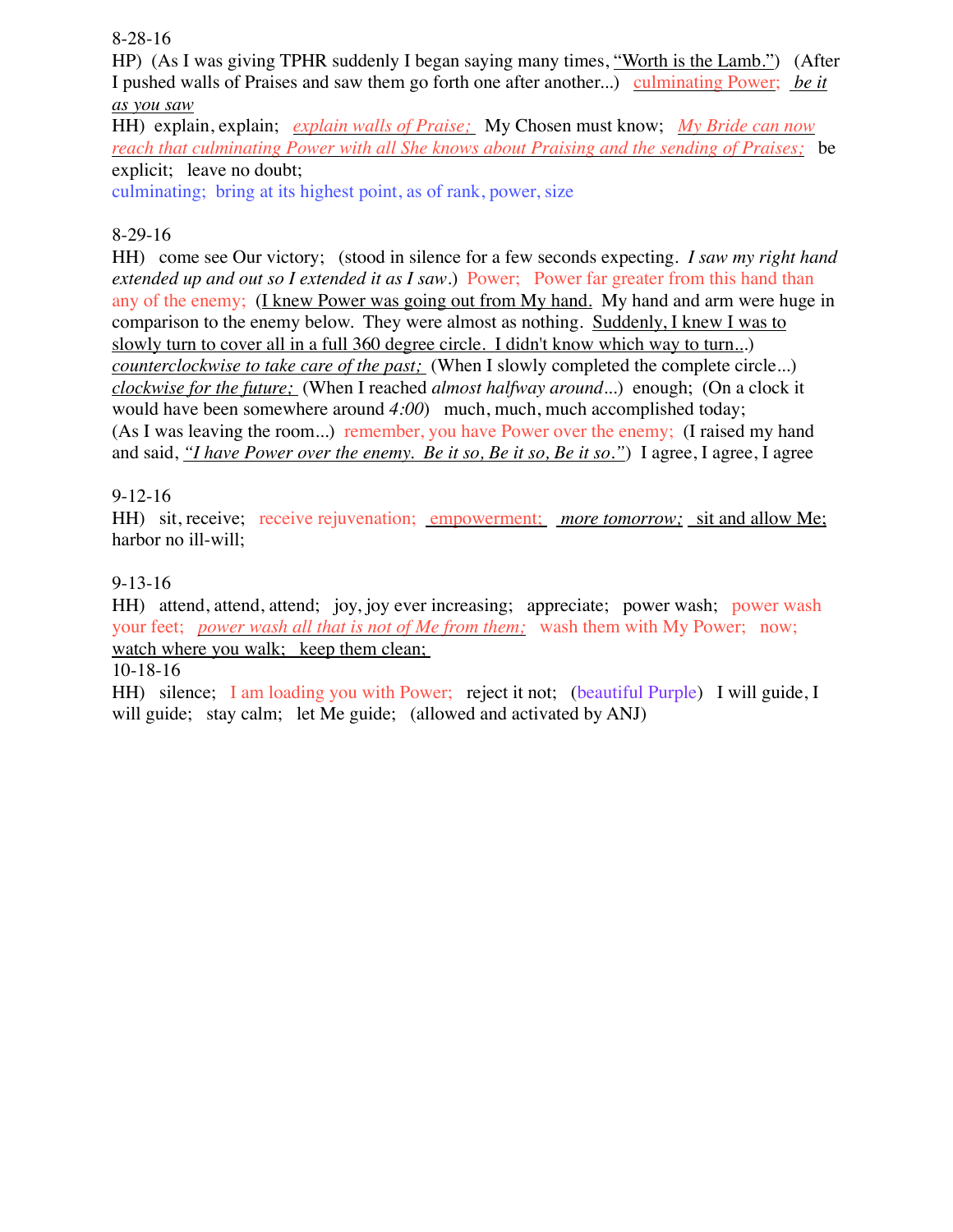8-28-16

HP) (As I was giving TPHR suddenly I began saying many times, "Worth is the Lamb.") (After I pushed walls of Praises and saw them go forth one after another...) culminating Power; *be it as you saw*

HH) explain, explain; *explain walls of Praise;* My Chosen must know; *My Bride can now reach that culminating Power with all She knows about Praising and the sending of Praises;* be explicit; leave no doubt;

culminating; bring at its highest point, as of rank, power, size

8-29-16

HH) come see Our victory; (stood in silence for a few seconds expecting. *I saw my right hand extended up and out so I extended it as I saw*.) Power; Power far greater from this hand than any of the enemy; (I knew Power was going out from My hand. My hand and arm were huge in comparison to the enemy below. They were almost as nothing. Suddenly, I knew I was to slowly turn to cover all in a full 360 degree circle. I didn't know which way to turn...) *counterclockwise to take care of the past;* (When I slowly completed the complete circle...) *clockwise for the future;* (When I reached *almost halfway around...*) enough; (On a clock it would have been somewhere around *4:00*) much, much, much accomplished today; (As I was leaving the room...) remember, you have Power over the enemy; (I raised my hand and said, *"I have Power over the enemy. Be it so, Be it so, Be it so."*) I agree, I agree, I agree

9-12-16

HH) sit, receive; receive rejuvenation; empowerment; *more tomorrow;* sit and allow Me; harbor no ill-will;

9-13-16

HH) attend, attend, attend; joy, joy ever increasing; appreciate; power wash; power wash your feet; *power wash all that is not of Me from them;* wash them with My Power; now; watch where you walk; keep them clean;

10-18-16

HH) silence; I am loading you with Power; reject it not; (beautiful Purple) I will guide, I will guide; stay calm; let Me guide; (allowed and activated by ANJ)